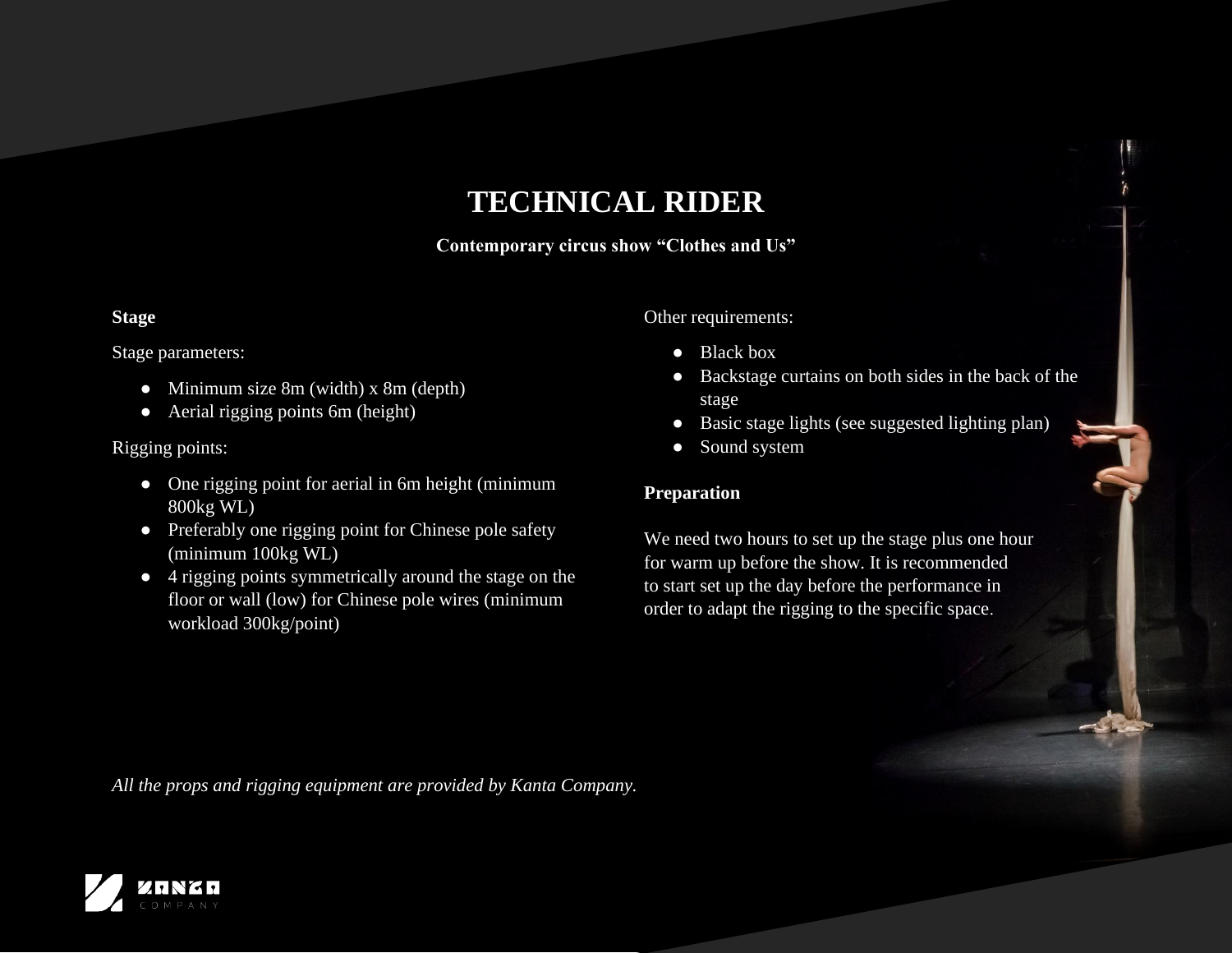# TECHNICAL RIDER

**Contemporary circus show "Clothes and Us"**

**Stage**

Stage parameters:

- Minimum size 8m (width) x 8m (depth)
- Aerial rigging points 6m (height)

Rigging points:

- One rigging point for aerial in 6m height (minimum 800kg WL)
- Preferably one rigging point for Chinese pole safety (minimum 100kg WL)
- 4 rigging points symmetrically around the stage on the floor or wall (low) for Chinese pole wires (minimum workload 300kg/point)

Other requirements:

- Black box
- Backstage curtains on both sides in the back of the stage
- Basic stage lights (see suggested lighting plan)
- Sound system

**Preparation**

We need two hours to set up the stage plus one hour for warm up before the show. It is recommended to start set up the day before the performance in order to adapt the rigging to the specific space.

*All the props and rigging equipment are provided by Kanta Company.*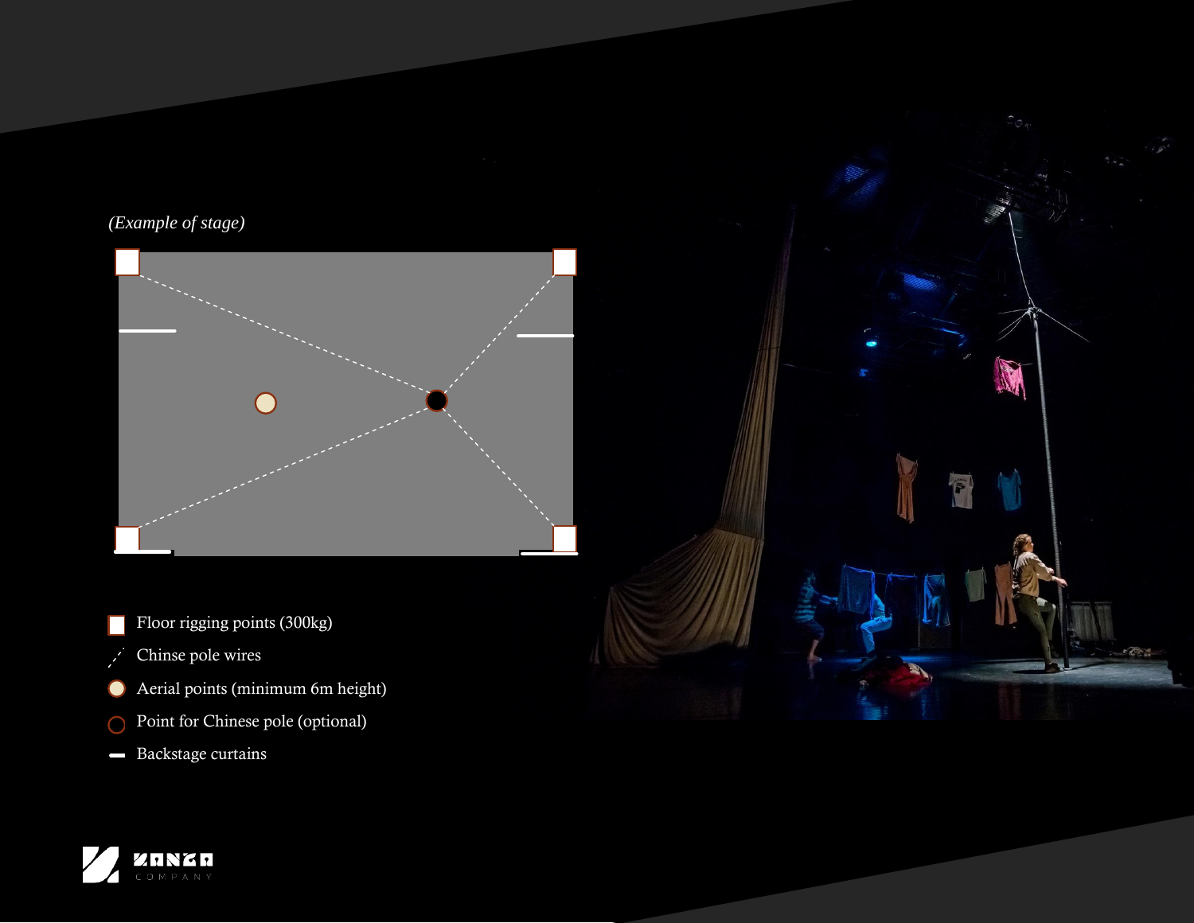*(Example of stage)*

- Floor rigging points (300kg)
- Chinse pole wires
- Aerial points (minimum 6m height)
- Point for Chinese pole (optional)
- Backstage curtains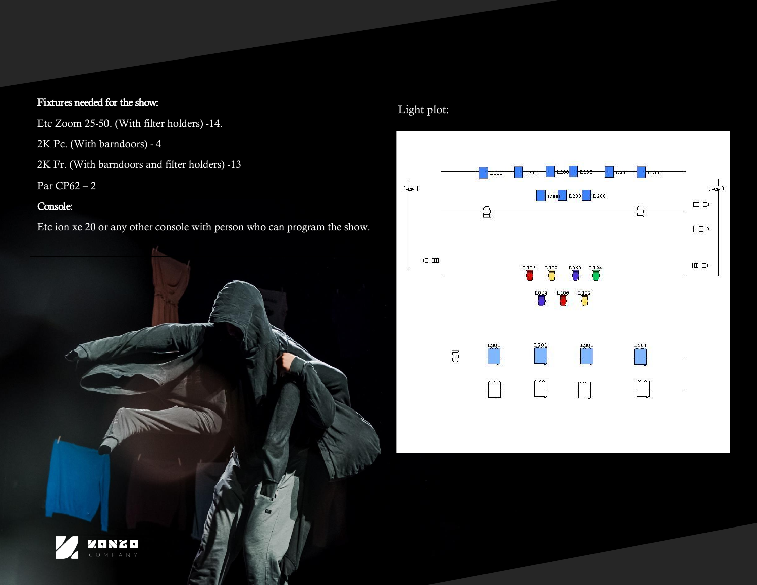**Fixtures needed for the show:**

Etc Zoom 25-50. (With filter holders) -14.

2K Pc. (With barndoors) - 4

2K Fr. (With barndoors and filter holders) -13

Par CP62 – 2

**Console:**

Etc ion xe 20 or any other console with person who can program the show.

Light plot:

L200 L200 L200 L200 L200 L200

L200 L200 L200

L106 L102 L058 L124

L058 L106 L102

L201 L201 L201 L201